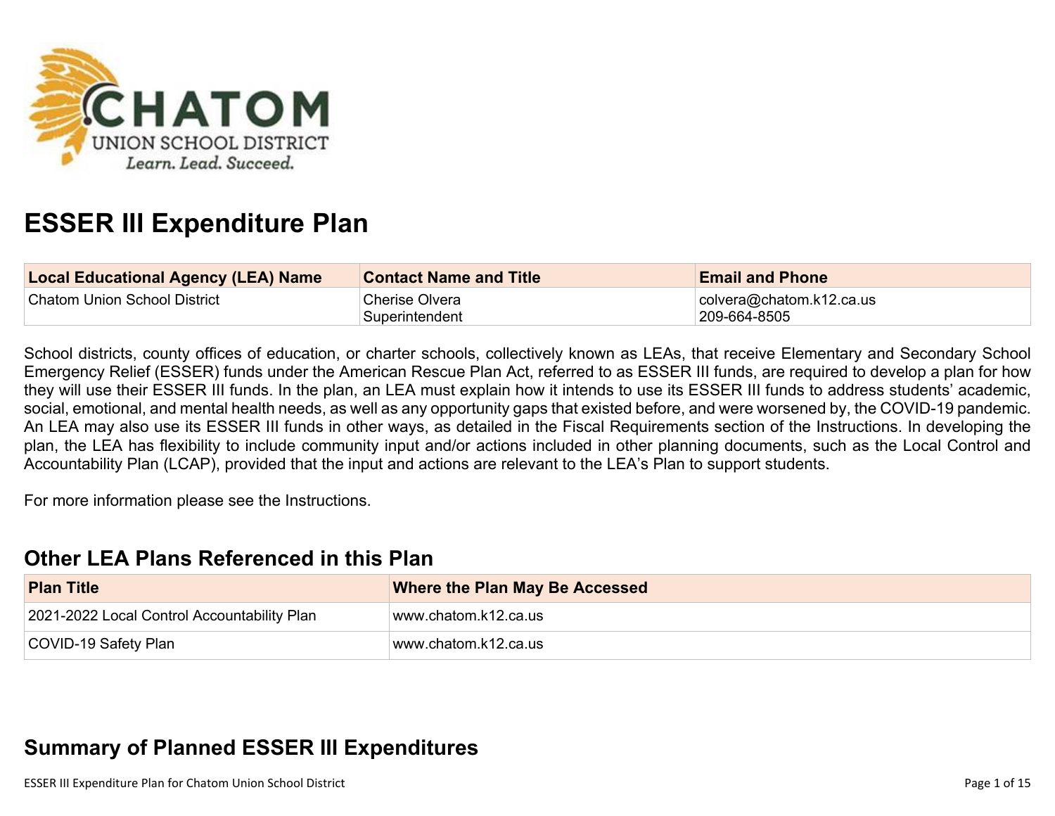# ESSER III Expenditure Plan

| Local Educational Agency (LEA) Name | Contact Name and Title | Email and Phone |
|---|---|---|
| Chatom Union School District | Cherise Olvera<br>Superintendent | colvera@chatom.k12.ca.us<br>209-664-8505 |

School districts, county offices of education, or charter schools, collectively known as LEAs, that receive Elementary and Secondary School Emergency Relief (ESSER) funds under the American Rescue Plan Act, referred to as ESSER III funds, are required to develop a plan for how they will use their ESSER III funds. In the plan, an LEA must explain how it intends to use its ESSER III funds to address students' academic, social, emotional, and mental health needs, as well as any opportunity gaps that existed before, and were worsened by, the COVID-19 pandemic. An LEA may also use its ESSER III funds in other ways, as detailed in the Fiscal Requirements section of the Instructions. In developing the plan, the LEA has flexibility to include community input and/or actions included in other planning documents, such as the Local Control and Accountability Plan (LCAP), provided that the input and actions are relevant to the LEA's Plan to support students.

For more information please see the Instructions.

## Other LEA Plans Referenced in this Plan

| Plan Title | Where the Plan May Be Accessed |
|---|---|
| 2021-2022 Local Control Accountability Plan | www.chatom.k12.ca.us |
| COVID-19 Safety Plan | www.chatom.k12.ca.us |

## Summary of Planned ESSER III Expenditures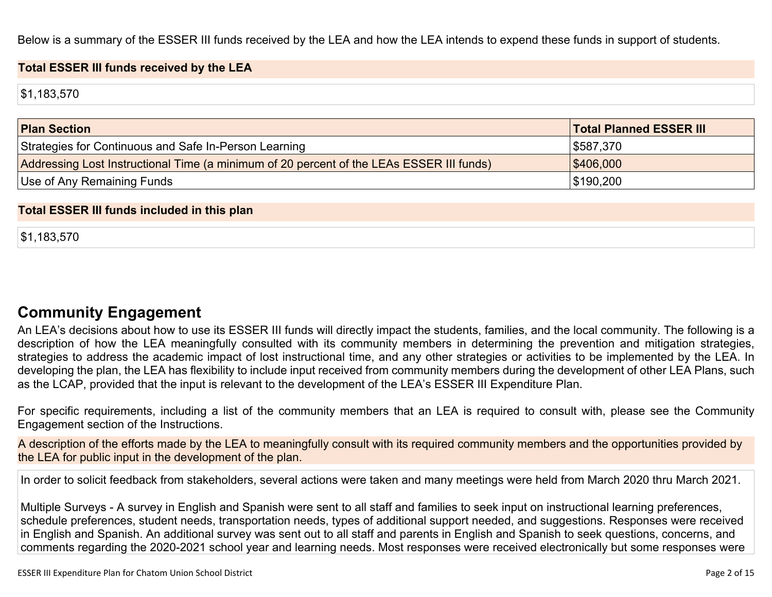Below is a summary of the ESSER III funds received by the LEA and how the LEA intends to expend these funds in support of students.

**Total ESSER III funds received by the LEA**

$1,183,570

| Plan Section | Total Planned ESSER III |
| --- | --- |
| Strategies for Continuous and Safe In-Person Learning | $587,370 |
| Addressing Lost Instructional Time (a minimum of 20 percent of the LEAs ESSER III funds) | $406,000 |
| Use of Any Remaining Funds | $190,200 |

**Total ESSER III funds included in this plan**

$1,183,570

## Community Engagement

An LEA's decisions about how to use its ESSER III funds will directly impact the students, families, and the local community. The following is a description of how the LEA meaningfully consulted with its community members in determining the prevention and mitigation strategies, strategies to address the academic impact of lost instructional time, and any other strategies or activities to be implemented by the LEA. In developing the plan, the LEA has flexibility to include input received from community members during the development of other LEA Plans, such as the LCAP, provided that the input is relevant to the development of the LEA's ESSER III Expenditure Plan.

For specific requirements, including a list of the community members that an LEA is required to consult with, please see the Community Engagement section of the Instructions.

A description of the efforts made by the LEA to meaningfully consult with its required community members and the opportunities provided by the LEA for public input in the development of the plan.

In order to solicit feedback from stakeholders, several actions were taken and many meetings were held from March 2020 thru March 2021.

Multiple Surveys - A survey in English and Spanish were sent to all staff and families to seek input on instructional learning preferences, schedule preferences, student needs, transportation needs, types of additional support needed, and suggestions. Responses were received in English and Spanish. An additional survey was sent out to all staff and parents in English and Spanish to seek questions, concerns, and comments regarding the 2020-2021 school year and learning needs. Most responses were received electronically but some responses were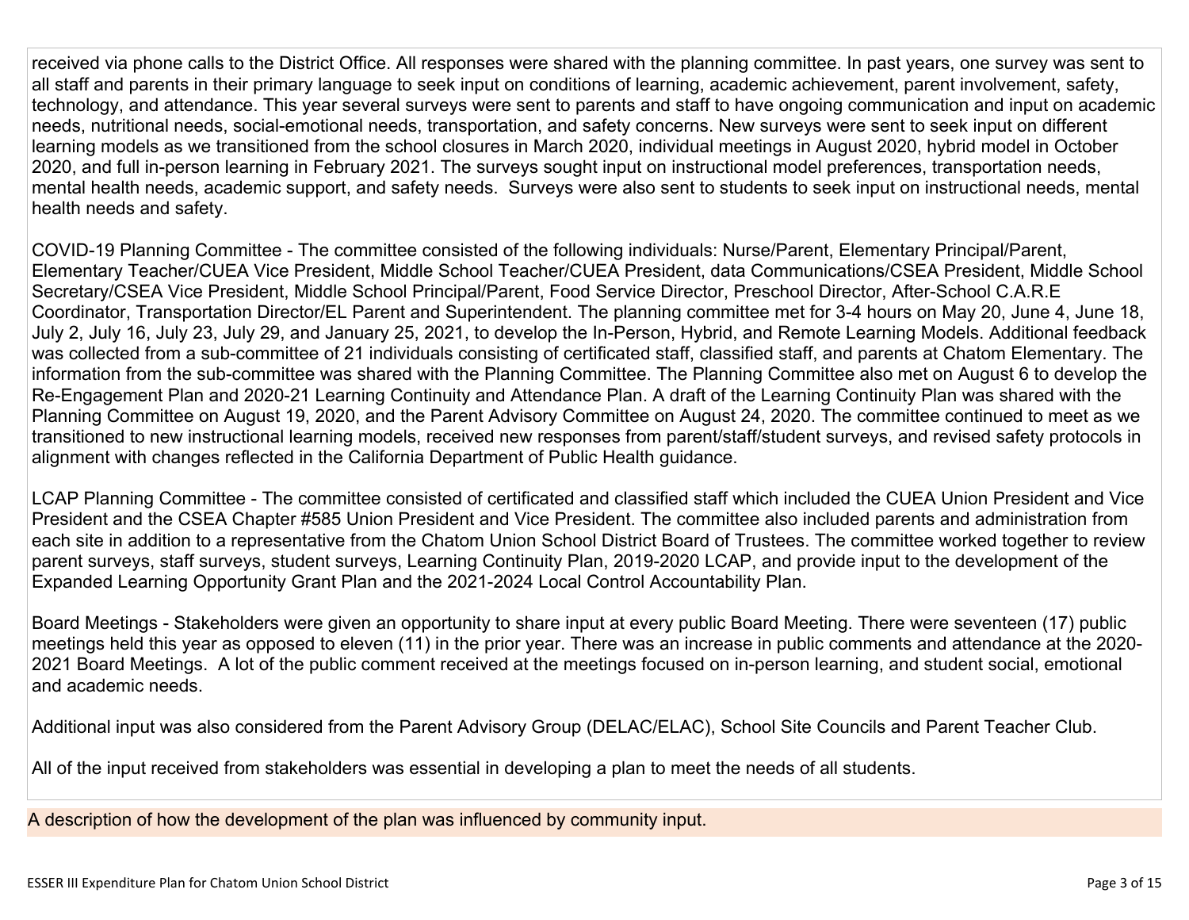received via phone calls to the District Office. All responses were shared with the planning committee. In past years, one survey was sent to all staff and parents in their primary language to seek input on conditions of learning, academic achievement, parent involvement, safety, technology, and attendance. This year several surveys were sent to parents and staff to have ongoing communication and input on academic needs, nutritional needs, social-emotional needs, transportation, and safety concerns. New surveys were sent to seek input on different learning models as we transitioned from the school closures in March 2020, individual meetings in August 2020, hybrid model in October 2020, and full in-person learning in February 2021. The surveys sought input on instructional model preferences, transportation needs, mental health needs, academic support, and safety needs. Surveys were also sent to students to seek input on instructional needs, mental health needs and safety.

COVID-19 Planning Committee - The committee consisted of the following individuals: Nurse/Parent, Elementary Principal/Parent, Elementary Teacher/CUEA Vice President, Middle School Teacher/CUEA President, data Communications/CSEA President, Middle School Secretary/CSEA Vice President, Middle School Principal/Parent, Food Service Director, Preschool Director, After-School C.A.R.E Coordinator, Transportation Director/EL Parent and Superintendent. The planning committee met for 3-4 hours on May 20, June 4, June 18, July 2, July 16, July 23, July 29, and January 25, 2021, to develop the In-Person, Hybrid, and Remote Learning Models. Additional feedback was collected from a sub-committee of 21 individuals consisting of certificated staff, classified staff, and parents at Chatom Elementary. The information from the sub-committee was shared with the Planning Committee. The Planning Committee also met on August 6 to develop the Re-Engagement Plan and 2020-21 Learning Continuity and Attendance Plan. A draft of the Learning Continuity Plan was shared with the Planning Committee on August 19, 2020, and the Parent Advisory Committee on August 24, 2020. The committee continued to meet as we transitioned to new instructional learning models, received new responses from parent/staff/student surveys, and revised safety protocols in alignment with changes reflected in the California Department of Public Health guidance.

LCAP Planning Committee - The committee consisted of certificated and classified staff which included the CUEA Union President and Vice President and the CSEA Chapter #585 Union President and Vice President. The committee also included parents and administration from each site in addition to a representative from the Chatom Union School District Board of Trustees. The committee worked together to review parent surveys, staff surveys, student surveys, Learning Continuity Plan, 2019-2020 LCAP, and provide input to the development of the Expanded Learning Opportunity Grant Plan and the 2021-2024 Local Control Accountability Plan.

Board Meetings - Stakeholders were given an opportunity to share input at every public Board Meeting. There were seventeen (17) public meetings held this year as opposed to eleven (11) in the prior year. There was an increase in public comments and attendance at the 2020-2021 Board Meetings. A lot of the public comment received at the meetings focused on in-person learning, and student social, emotional and academic needs.

Additional input was also considered from the Parent Advisory Group (DELAC/ELAC), School Site Councils and Parent Teacher Club.

All of the input received from stakeholders was essential in developing a plan to meet the needs of all students.

A description of how the development of the plan was influenced by community input.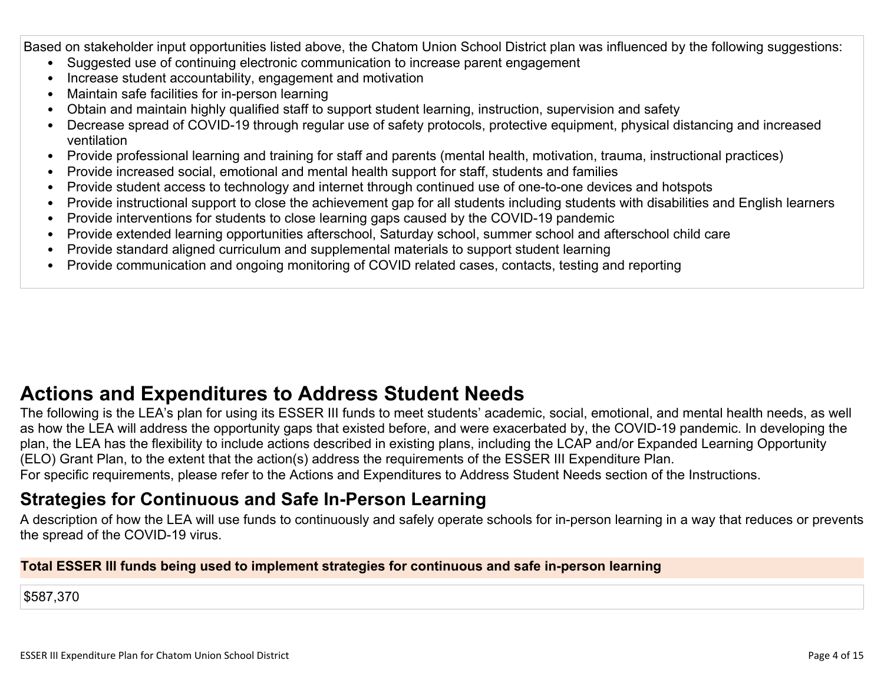Based on stakeholder input opportunities listed above, the Chatom Union School District plan was influenced by the following suggestions:

- Suggested use of continuing electronic communication to increase parent engagement
- Increase student accountability, engagement and motivation
- Maintain safe facilities for in-person learning
- Obtain and maintain highly qualified staff to support student learning, instruction, supervision and safety
- Decrease spread of COVID-19 through regular use of safety protocols, protective equipment, physical distancing and increased ventilation
- Provide professional learning and training for staff and parents (mental health, motivation, trauma, instructional practices)
- Provide increased social, emotional and mental health support for staff, students and families
- Provide student access to technology and internet through continued use of one-to-one devices and hotspots
- Provide instructional support to close the achievement gap for all students including students with disabilities and English learners
- Provide interventions for students to close learning gaps caused by the COVID-19 pandemic
- Provide extended learning opportunities afterschool, Saturday school, summer school and afterschool child care
- Provide standard aligned curriculum and supplemental materials to support student learning
- Provide communication and ongoing monitoring of COVID related cases, contacts, testing and reporting

# Actions and Expenditures to Address Student Needs

The following is the LEA's plan for using its ESSER III funds to meet students' academic, social, emotional, and mental health needs, as well as how the LEA will address the opportunity gaps that existed before, and were exacerbated by, the COVID-19 pandemic. In developing the plan, the LEA has the flexibility to include actions described in existing plans, including the LCAP and/or Expanded Learning Opportunity (ELO) Grant Plan, to the extent that the action(s) address the requirements of the ESSER III Expenditure Plan.
For specific requirements, please refer to the Actions and Expenditures to Address Student Needs section of the Instructions.

## Strategies for Continuous and Safe In-Person Learning

A description of how the LEA will use funds to continuously and safely operate schools for in-person learning in a way that reduces or prevents the spread of the COVID-19 virus.

| Total ESSER III funds being used to implement strategies for continuous and safe in-person learning |
| --- |
| $587,370 |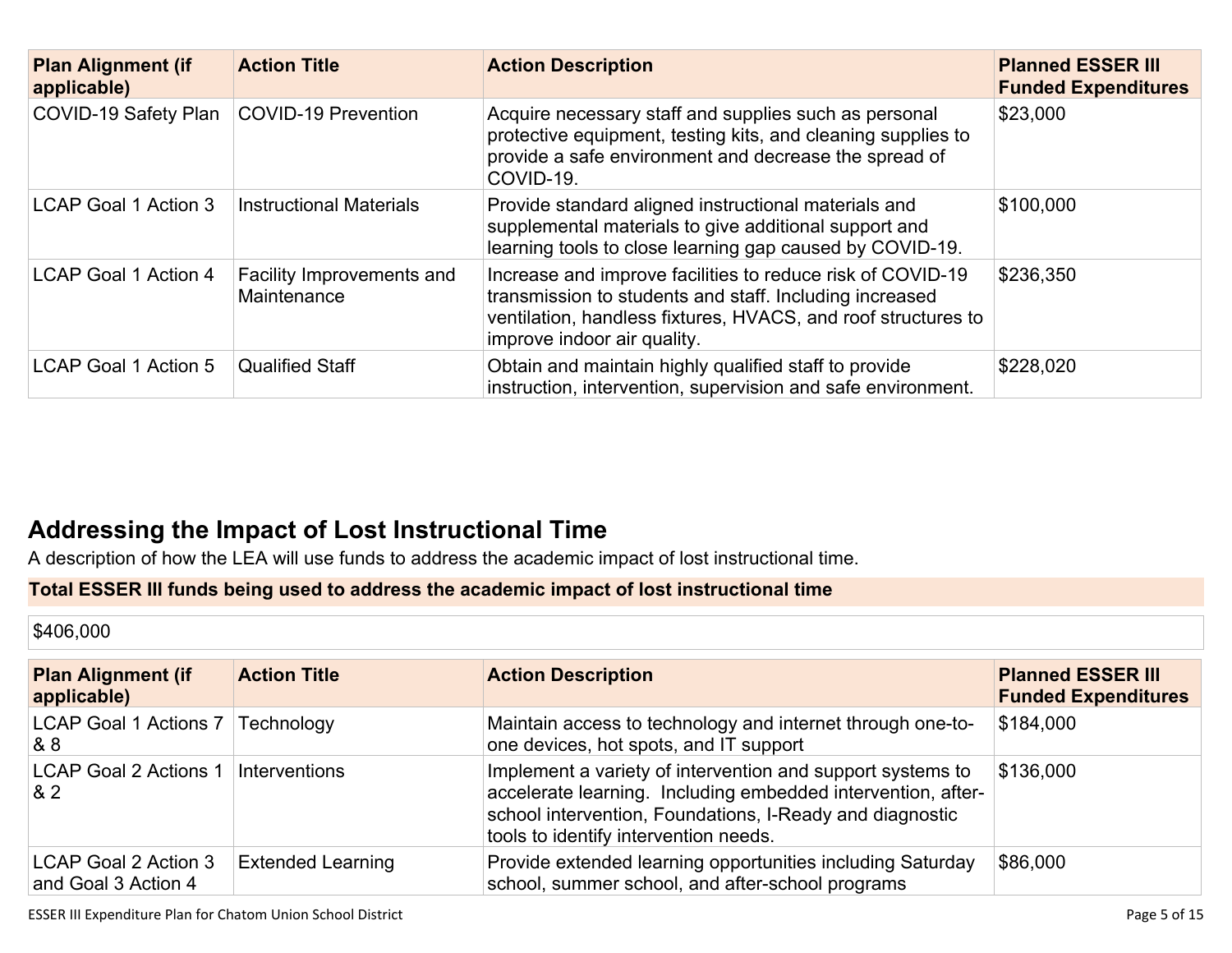| Plan Alignment (if applicable) | Action Title | Action Description | Planned ESSER III Funded Expenditures |
|---|---|---|---|
| COVID-19 Safety Plan | COVID-19 Prevention | Acquire necessary staff and supplies such as personal protective equipment, testing kits, and cleaning supplies to provide a safe environment and decrease the spread of COVID-19. | $23,000 |
| LCAP Goal 1 Action 3 | Instructional Materials | Provide standard aligned instructional materials and supplemental materials to give additional support and learning tools to close learning gap caused by COVID-19. | $100,000 |
| LCAP Goal 1 Action 4 | Facility Improvements and Maintenance | Increase and improve facilities to reduce risk of COVID-19 transmission to students and staff. Including increased ventilation, handless fixtures, HVACS, and roof structures to improve indoor air quality. | $236,350 |
| LCAP Goal 1 Action 5 | Qualified Staff | Obtain and maintain highly qualified staff to provide instruction, intervention, supervision and safe environment. | $228,020 |

## Addressing the Impact of Lost Instructional Time

A description of how the LEA will use funds to address the academic impact of lost instructional time.

**Total ESSER III funds being used to address the academic impact of lost instructional time**

$406,000

| Plan Alignment (if applicable) | Action Title | Action Description | Planned ESSER III Funded Expenditures |
|---|---|---|---|
| LCAP Goal 1 Actions 7 & 8 | Technology | Maintain access to technology and internet through one-to-one devices, hot spots, and IT support | $184,000 |
| LCAP Goal 2 Actions 1 & 2 | Interventions | Implement a variety of intervention and support systems to accelerate learning. Including embedded intervention, after-school intervention, Foundations, I-Ready and diagnostic tools to identify intervention needs. | $136,000 |
| LCAP Goal 2 Action 3 and Goal 3 Action 4 | Extended Learning | Provide extended learning opportunities including Saturday school, summer school, and after-school programs | $86,000 |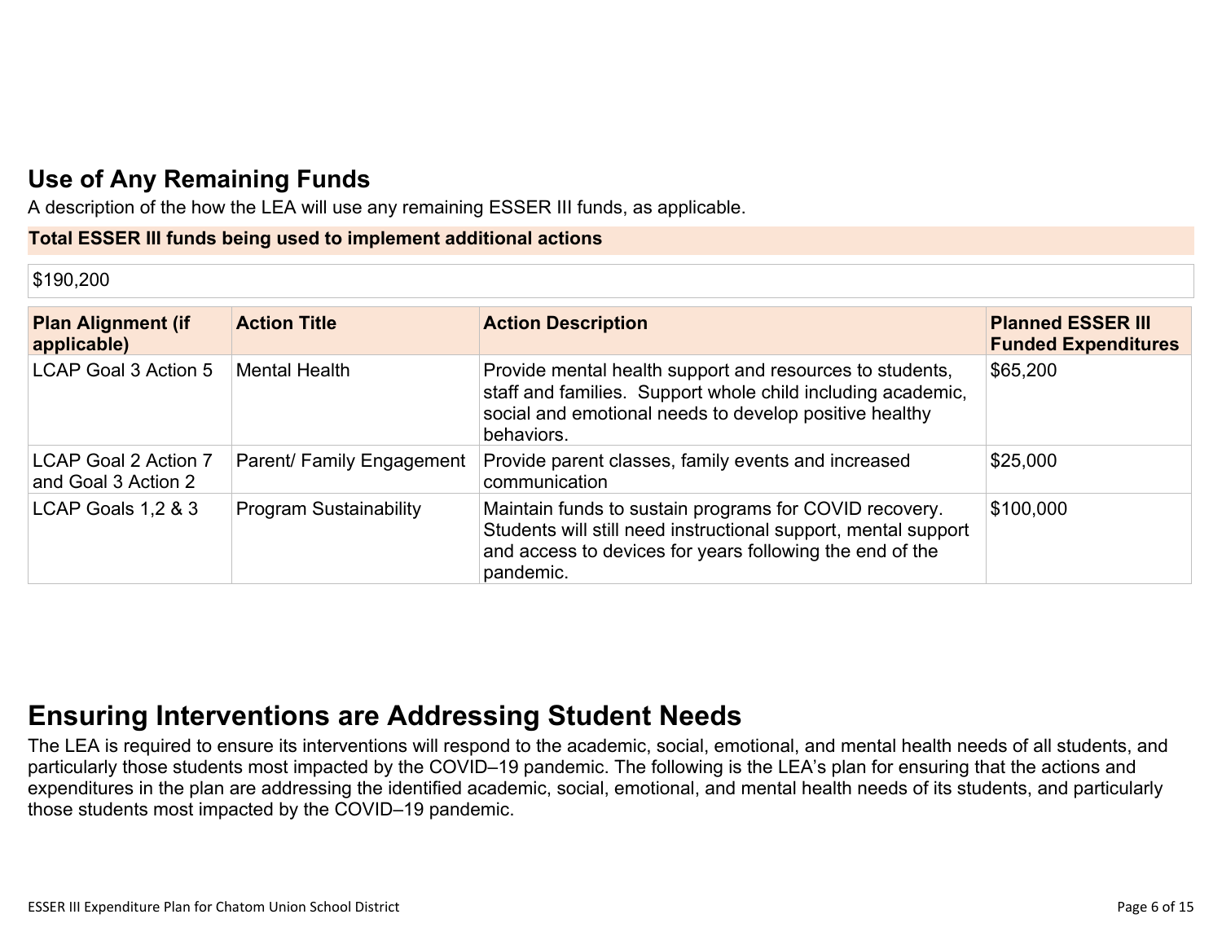## Use of Any Remaining Funds

A description of the how the LEA will use any remaining ESSER III funds, as applicable.

**Total ESSER III funds being used to implement additional actions**

$190,200

| Plan Alignment (if applicable) | Action Title | Action Description | Planned ESSER III Funded Expenditures |
|---|---|---|---|
| LCAP Goal 3 Action 5 | Mental Health | Provide mental health support and resources to students, staff and families. Support whole child including academic, social and emotional needs to develop positive healthy behaviors. | $65,200 |
| LCAP Goal 2 Action 7 and Goal 3 Action 2 | Parent/ Family Engagement | Provide parent classes, family events and increased communication | $25,000 |
| LCAP Goals 1,2 & 3 | Program Sustainability | Maintain funds to sustain programs for COVID recovery. Students will still need instructional support, mental support and access to devices for years following the end of the pandemic. | $100,000 |

# Ensuring Interventions are Addressing Student Needs

The LEA is required to ensure its interventions will respond to the academic, social, emotional, and mental health needs of all students, and particularly those students most impacted by the COVID–19 pandemic. The following is the LEA's plan for ensuring that the actions and expenditures in the plan are addressing the identified academic, social, emotional, and mental health needs of its students, and particularly those students most impacted by the COVID–19 pandemic.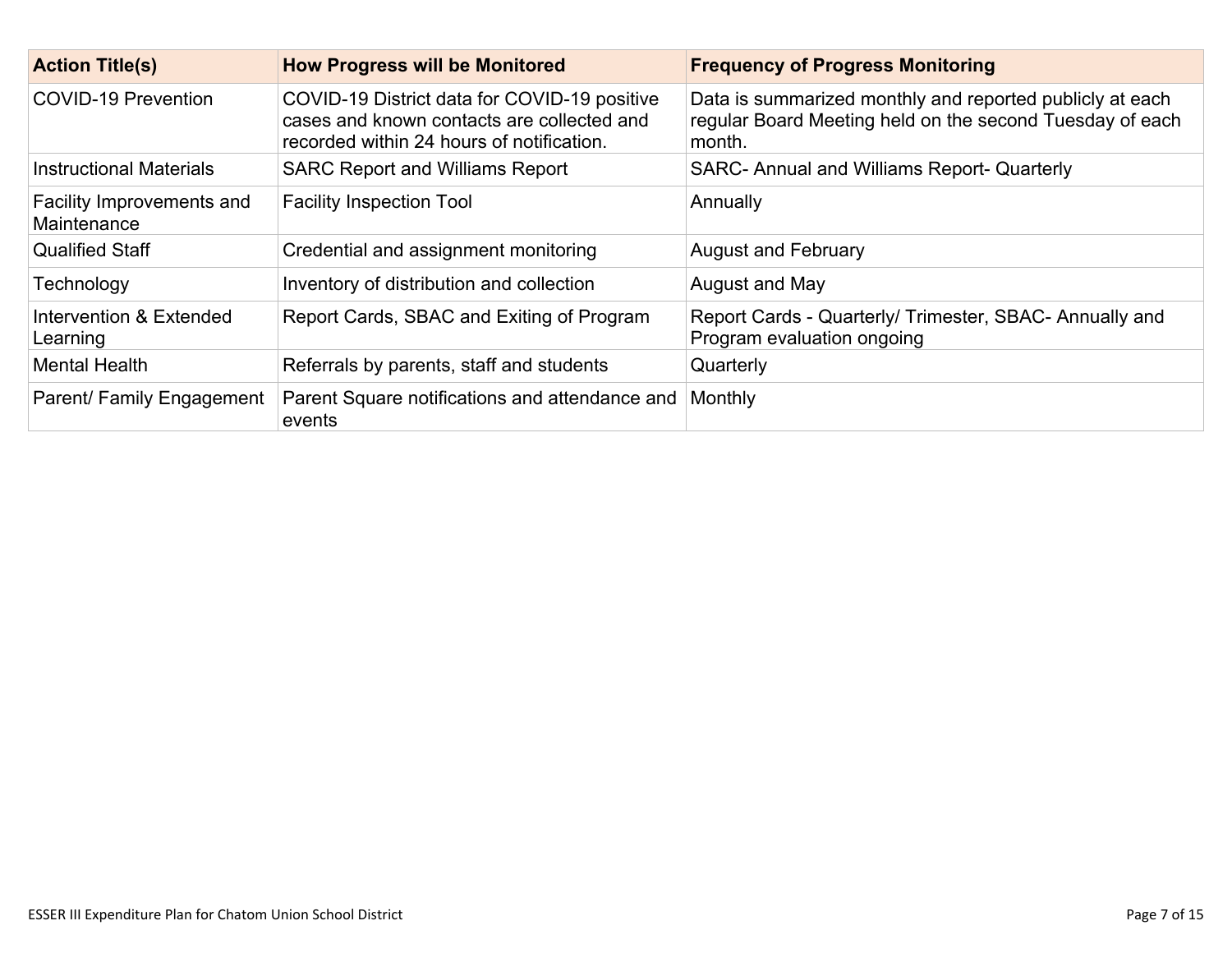| Action Title(s) | How Progress will be Monitored | Frequency of Progress Monitoring |
| --- | --- | --- |
| COVID-19 Prevention | COVID-19 District data for COVID-19 positive cases and known contacts are collected and recorded within 24 hours of notification. | Data is summarized monthly and reported publicly at each regular Board Meeting held on the second Tuesday of each month. |
| Instructional Materials | SARC Report and Williams Report | SARC- Annual and Williams Report- Quarterly |
| Facility Improvements and Maintenance | Facility Inspection Tool | Annually |
| Qualified Staff | Credential and assignment monitoring | August and February |
| Technology | Inventory of distribution and collection | August and May |
| Intervention & Extended Learning | Report Cards, SBAC and Exiting of Program | Report Cards - Quarterly/ Trimester, SBAC- Annually and Program evaluation ongoing |
| Mental Health | Referrals by parents, staff and students | Quarterly |
| Parent/ Family Engagement | Parent Square notifications and attendance and events | Monthly |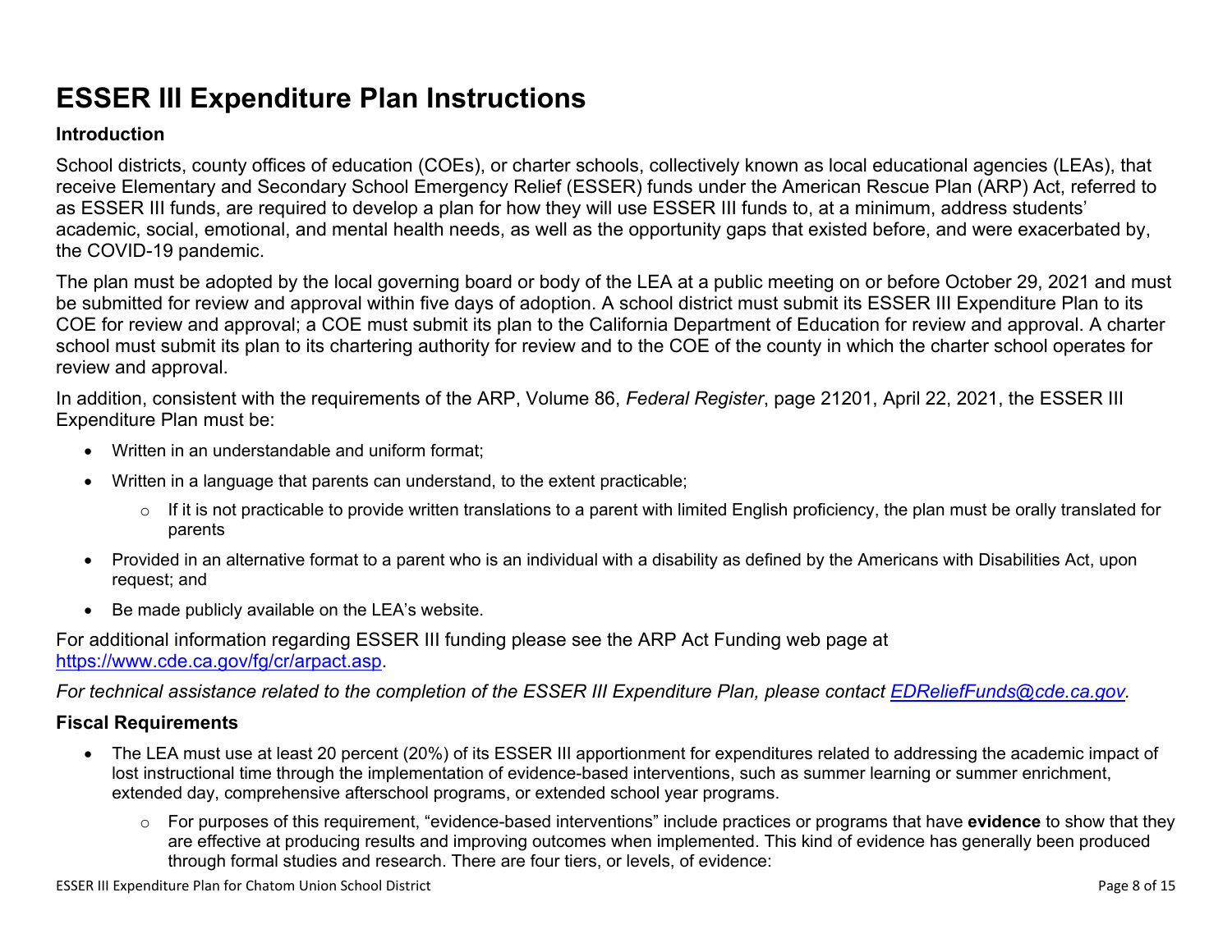# ESSER III Expenditure Plan Instructions

### Introduction

School districts, county offices of education (COEs), or charter schools, collectively known as local educational agencies (LEAs), that receive Elementary and Secondary School Emergency Relief (ESSER) funds under the American Rescue Plan (ARP) Act, referred to as ESSER III funds, are required to develop a plan for how they will use ESSER III funds to, at a minimum, address students' academic, social, emotional, and mental health needs, as well as the opportunity gaps that existed before, and were exacerbated by, the COVID-19 pandemic.

The plan must be adopted by the local governing board or body of the LEA at a public meeting on or before October 29, 2021 and must be submitted for review and approval within five days of adoption. A school district must submit its ESSER III Expenditure Plan to its COE for review and approval; a COE must submit its plan to the California Department of Education for review and approval. A charter school must submit its plan to its chartering authority for review and to the COE of the county in which the charter school operates for review and approval.

In addition, consistent with the requirements of the ARP, Volume 86, *Federal Register*, page 21201, April 22, 2021, the ESSER III Expenditure Plan must be:

- Written in an understandable and uniform format;
- Written in a language that parents can understand, to the extent practicable;
  - If it is not practicable to provide written translations to a parent with limited English proficiency, the plan must be orally translated for parents
- Provided in an alternative format to a parent who is an individual with a disability as defined by the Americans with Disabilities Act, upon request; and
- Be made publicly available on the LEA's website.

For additional information regarding ESSER III funding please see the ARP Act Funding web page at [https://www.cde.ca.gov/fg/cr/arpact.asp](https://www.cde.ca.gov/fg/cr/arpact.asp).

*For technical assistance related to the completion of the ESSER III Expenditure Plan, please contact [EDReliefFunds@cde.ca.gov](mailto:EDReliefFunds@cde.ca.gov).*

### Fiscal Requirements

- The LEA must use at least 20 percent (20%) of its ESSER III apportionment for expenditures related to addressing the academic impact of lost instructional time through the implementation of evidence-based interventions, such as summer learning or summer enrichment, extended day, comprehensive afterschool programs, or extended school year programs.
  - For purposes of this requirement, "evidence-based interventions" include practices or programs that have **evidence** to show that they are effective at producing results and improving outcomes when implemented. This kind of evidence has generally been produced through formal studies and research. There are four tiers, or levels, of evidence: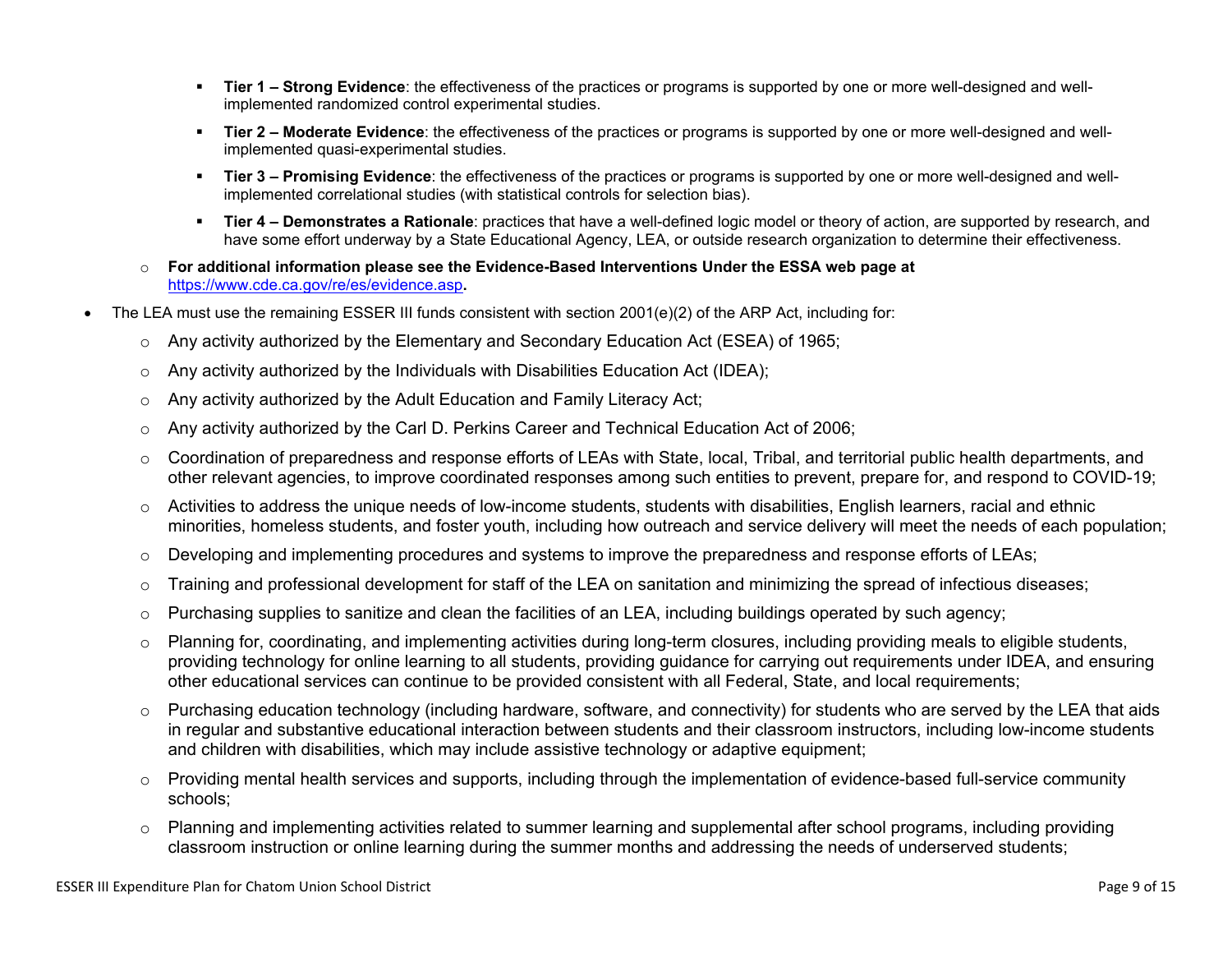- **Tier 1 – Strong Evidence**: the effectiveness of the practices or programs is supported by one or more well-designed and well-implemented randomized control experimental studies.
        - **Tier 2 – Moderate Evidence**: the effectiveness of the practices or programs is supported by one or more well-designed and well-implemented quasi-experimental studies.
        - **Tier 3 – Promising Evidence**: the effectiveness of the practices or programs is supported by one or more well-designed and well-implemented correlational studies (with statistical controls for selection bias).
        - **Tier 4 – Demonstrates a Rationale**: practices that have a well-defined logic model or theory of action, are supported by research, and have some effort underway by a State Educational Agency, LEA, or outside research organization to determine their effectiveness.
    - **For additional information please see the Evidence-Based Interventions Under the ESSA web page at** https://www.cde.ca.gov/re/es/evidence.asp**.**
- The LEA must use the remaining ESSER III funds consistent with section 2001(e)(2) of the ARP Act, including for:
    - Any activity authorized by the Elementary and Secondary Education Act (ESEA) of 1965;
    - Any activity authorized by the Individuals with Disabilities Education Act (IDEA);
    - Any activity authorized by the Adult Education and Family Literacy Act;
    - Any activity authorized by the Carl D. Perkins Career and Technical Education Act of 2006;
    - Coordination of preparedness and response efforts of LEAs with State, local, Tribal, and territorial public health departments, and other relevant agencies, to improve coordinated responses among such entities to prevent, prepare for, and respond to COVID-19;
    - Activities to address the unique needs of low-income students, students with disabilities, English learners, racial and ethnic minorities, homeless students, and foster youth, including how outreach and service delivery will meet the needs of each population;
    - Developing and implementing procedures and systems to improve the preparedness and response efforts of LEAs;
    - Training and professional development for staff of the LEA on sanitation and minimizing the spread of infectious diseases;
    - Purchasing supplies to sanitize and clean the facilities of an LEA, including buildings operated by such agency;
    - Planning for, coordinating, and implementing activities during long-term closures, including providing meals to eligible students, providing technology for online learning to all students, providing guidance for carrying out requirements under IDEA, and ensuring other educational services can continue to be provided consistent with all Federal, State, and local requirements;
    - Purchasing education technology (including hardware, software, and connectivity) for students who are served by the LEA that aids in regular and substantive educational interaction between students and their classroom instructors, including low-income students and children with disabilities, which may include assistive technology or adaptive equipment;
    - Providing mental health services and supports, including through the implementation of evidence-based full-service community schools;
    - Planning and implementing activities related to summer learning and supplemental after school programs, including providing classroom instruction or online learning during the summer months and addressing the needs of underserved students;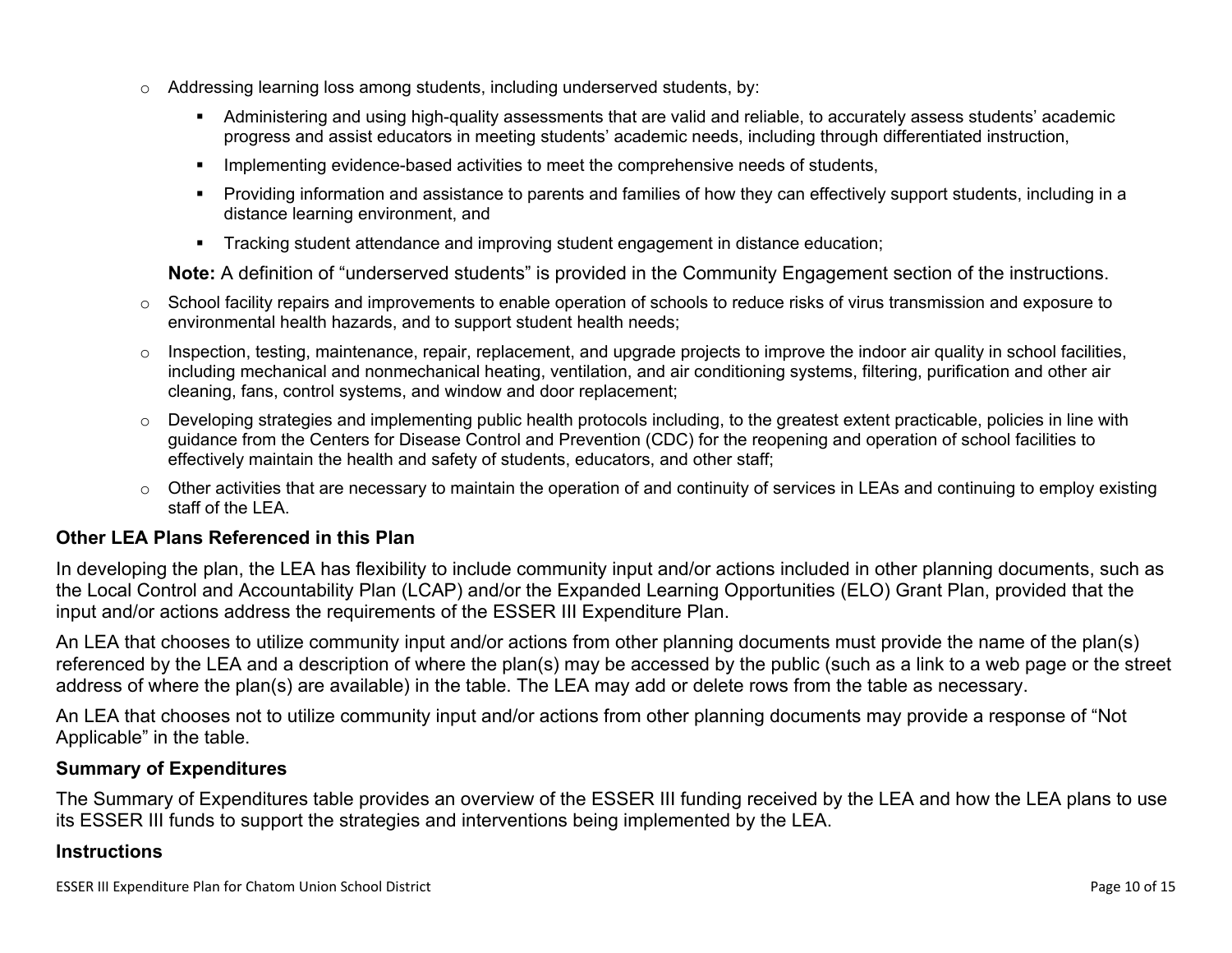- Addressing learning loss among students, including underserved students, by:
  - Administering and using high-quality assessments that are valid and reliable, to accurately assess students' academic progress and assist educators in meeting students' academic needs, including through differentiated instruction,
  - Implementing evidence-based activities to meet the comprehensive needs of students,
  - Providing information and assistance to parents and families of how they can effectively support students, including in a distance learning environment, and
  - Tracking student attendance and improving student engagement in distance education;

  **Note:** A definition of "underserved students" is provided in the Community Engagement section of the instructions.
- School facility repairs and improvements to enable operation of schools to reduce risks of virus transmission and exposure to environmental health hazards, and to support student health needs;
- Inspection, testing, maintenance, repair, replacement, and upgrade projects to improve the indoor air quality in school facilities, including mechanical and nonmechanical heating, ventilation, and air conditioning systems, filtering, purification and other air cleaning, fans, control systems, and window and door replacement;
- Developing strategies and implementing public health protocols including, to the greatest extent practicable, policies in line with guidance from the Centers for Disease Control and Prevention (CDC) for the reopening and operation of school facilities to effectively maintain the health and safety of students, educators, and other staff;
- Other activities that are necessary to maintain the operation of and continuity of services in LEAs and continuing to employ existing staff of the LEA.

### Other LEA Plans Referenced in this Plan

In developing the plan, the LEA has flexibility to include community input and/or actions included in other planning documents, such as the Local Control and Accountability Plan (LCAP) and/or the Expanded Learning Opportunities (ELO) Grant Plan, provided that the input and/or actions address the requirements of the ESSER III Expenditure Plan.

An LEA that chooses to utilize community input and/or actions from other planning documents must provide the name of the plan(s) referenced by the LEA and a description of where the plan(s) may be accessed by the public (such as a link to a web page or the street address of where the plan(s) are available) in the table. The LEA may add or delete rows from the table as necessary.

An LEA that chooses not to utilize community input and/or actions from other planning documents may provide a response of "Not Applicable" in the table.

### Summary of Expenditures

The Summary of Expenditures table provides an overview of the ESSER III funding received by the LEA and how the LEA plans to use its ESSER III funds to support the strategies and interventions being implemented by the LEA.

### Instructions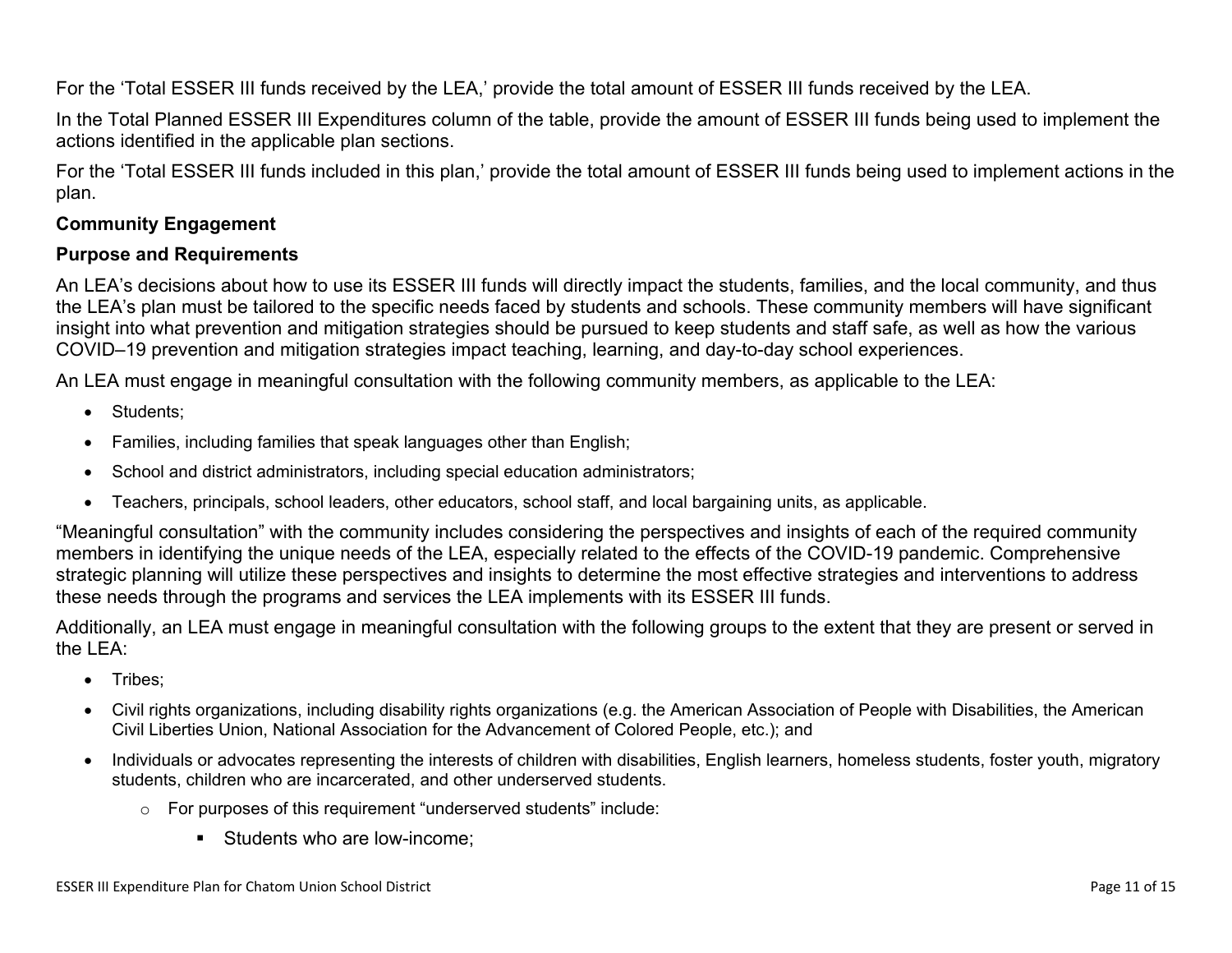For the 'Total ESSER III funds received by the LEA,' provide the total amount of ESSER III funds received by the LEA.

In the Total Planned ESSER III Expenditures column of the table, provide the amount of ESSER III funds being used to implement the actions identified in the applicable plan sections.

For the 'Total ESSER III funds included in this plan,' provide the total amount of ESSER III funds being used to implement actions in the plan.

**Community Engagement**

**Purpose and Requirements**

An LEA's decisions about how to use its ESSER III funds will directly impact the students, families, and the local community, and thus the LEA's plan must be tailored to the specific needs faced by students and schools. These community members will have significant insight into what prevention and mitigation strategies should be pursued to keep students and staff safe, as well as how the various COVID–19 prevention and mitigation strategies impact teaching, learning, and day-to-day school experiences.

An LEA must engage in meaningful consultation with the following community members, as applicable to the LEA:

- Students;
- Families, including families that speak languages other than English;
- School and district administrators, including special education administrators;
- Teachers, principals, school leaders, other educators, school staff, and local bargaining units, as applicable.

"Meaningful consultation" with the community includes considering the perspectives and insights of each of the required community members in identifying the unique needs of the LEA, especially related to the effects of the COVID-19 pandemic. Comprehensive strategic planning will utilize these perspectives and insights to determine the most effective strategies and interventions to address these needs through the programs and services the LEA implements with its ESSER III funds.

Additionally, an LEA must engage in meaningful consultation with the following groups to the extent that they are present or served in the LEA:

- Tribes;
- Civil rights organizations, including disability rights organizations (e.g. the American Association of People with Disabilities, the American Civil Liberties Union, National Association for the Advancement of Colored People, etc.); and
- Individuals or advocates representing the interests of children with disabilities, English learners, homeless students, foster youth, migratory students, children who are incarcerated, and other underserved students.
  - For purposes of this requirement "underserved students" include:
    - Students who are low-income;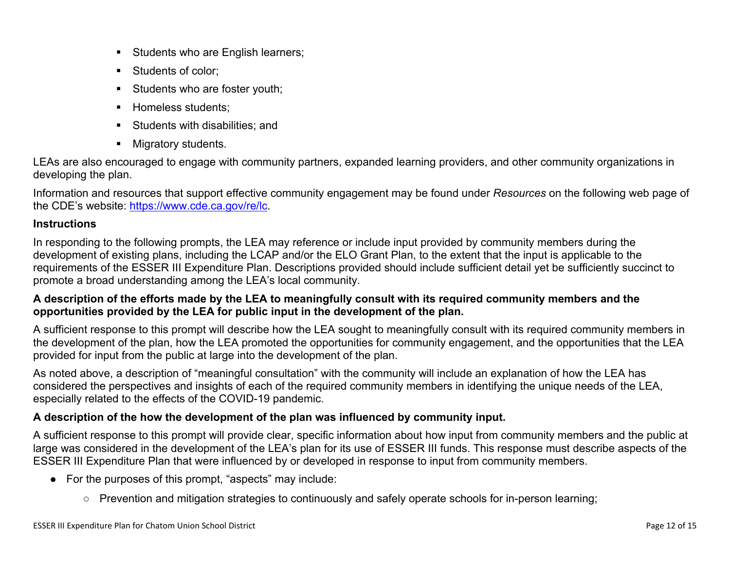- Students who are English learners;
- Students of color;
- Students who are foster youth;
- Homeless students;
- Students with disabilities; and
- Migratory students.

LEAs are also encouraged to engage with community partners, expanded learning providers, and other community organizations in developing the plan.

Information and resources that support effective community engagement may be found under *Resources* on the following web page of the CDE's website: [https://www.cde.ca.gov/re/lc](https://www.cde.ca.gov/re/lc).

### Instructions

In responding to the following prompts, the LEA may reference or include input provided by community members during the development of existing plans, including the LCAP and/or the ELO Grant Plan, to the extent that the input is applicable to the requirements of the ESSER III Expenditure Plan. Descriptions provided should include sufficient detail yet be sufficiently succinct to promote a broad understanding among the LEA's local community.

**A description of the efforts made by the LEA to meaningfully consult with its required community members and the opportunities provided by the LEA for public input in the development of the plan.**

A sufficient response to this prompt will describe how the LEA sought to meaningfully consult with its required community members in the development of the plan, how the LEA promoted the opportunities for community engagement, and the opportunities that the LEA provided for input from the public at large into the development of the plan.

As noted above, a description of "meaningful consultation" with the community will include an explanation of how the LEA has considered the perspectives and insights of each of the required community members in identifying the unique needs of the LEA, especially related to the effects of the COVID-19 pandemic.

**A description of the how the development of the plan was influenced by community input.**

A sufficient response to this prompt will provide clear, specific information about how input from community members and the public at large was considered in the development of the LEA's plan for its use of ESSER III funds. This response must describe aspects of the ESSER III Expenditure Plan that were influenced by or developed in response to input from community members.

- For the purposes of this prompt, "aspects" may include:
  - Prevention and mitigation strategies to continuously and safely operate schools for in-person learning;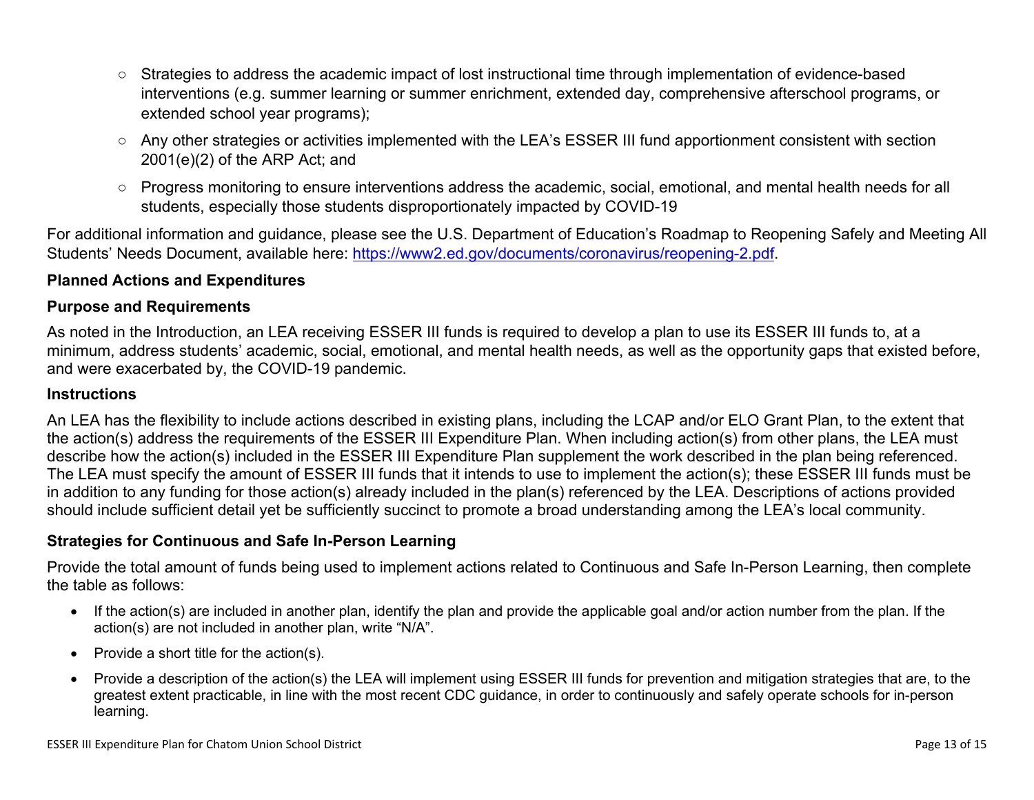- Strategies to address the academic impact of lost instructional time through implementation of evidence-based interventions (e.g. summer learning or summer enrichment, extended day, comprehensive afterschool programs, or extended school year programs);
- Any other strategies or activities implemented with the LEA's ESSER III fund apportionment consistent with section 2001(e)(2) of the ARP Act; and
- Progress monitoring to ensure interventions address the academic, social, emotional, and mental health needs for all students, especially those students disproportionately impacted by COVID-19

For additional information and guidance, please see the U.S. Department of Education's Roadmap to Reopening Safely and Meeting All Students' Needs Document, available here: [https://www2.ed.gov/documents/coronavirus/reopening-2.pdf](https://www2.ed.gov/documents/coronavirus/reopening-2.pdf).

**Planned Actions and Expenditures**

**Purpose and Requirements**

As noted in the Introduction, an LEA receiving ESSER III funds is required to develop a plan to use its ESSER III funds to, at a minimum, address students' academic, social, emotional, and mental health needs, as well as the opportunity gaps that existed before, and were exacerbated by, the COVID-19 pandemic.

**Instructions**

An LEA has the flexibility to include actions described in existing plans, including the LCAP and/or ELO Grant Plan, to the extent that the action(s) address the requirements of the ESSER III Expenditure Plan. When including action(s) from other plans, the LEA must describe how the action(s) included in the ESSER III Expenditure Plan supplement the work described in the plan being referenced. The LEA must specify the amount of ESSER III funds that it intends to use to implement the action(s); these ESSER III funds must be in addition to any funding for those action(s) already included in the plan(s) referenced by the LEA. Descriptions of actions provided should include sufficient detail yet be sufficiently succinct to promote a broad understanding among the LEA's local community.

**Strategies for Continuous and Safe In-Person Learning**

Provide the total amount of funds being used to implement actions related to Continuous and Safe In-Person Learning, then complete the table as follows:

- If the action(s) are included in another plan, identify the plan and provide the applicable goal and/or action number from the plan. If the action(s) are not included in another plan, write "N/A".
- Provide a short title for the action(s).
- Provide a description of the action(s) the LEA will implement using ESSER III funds for prevention and mitigation strategies that are, to the greatest extent practicable, in line with the most recent CDC guidance, in order to continuously and safely operate schools for in-person learning.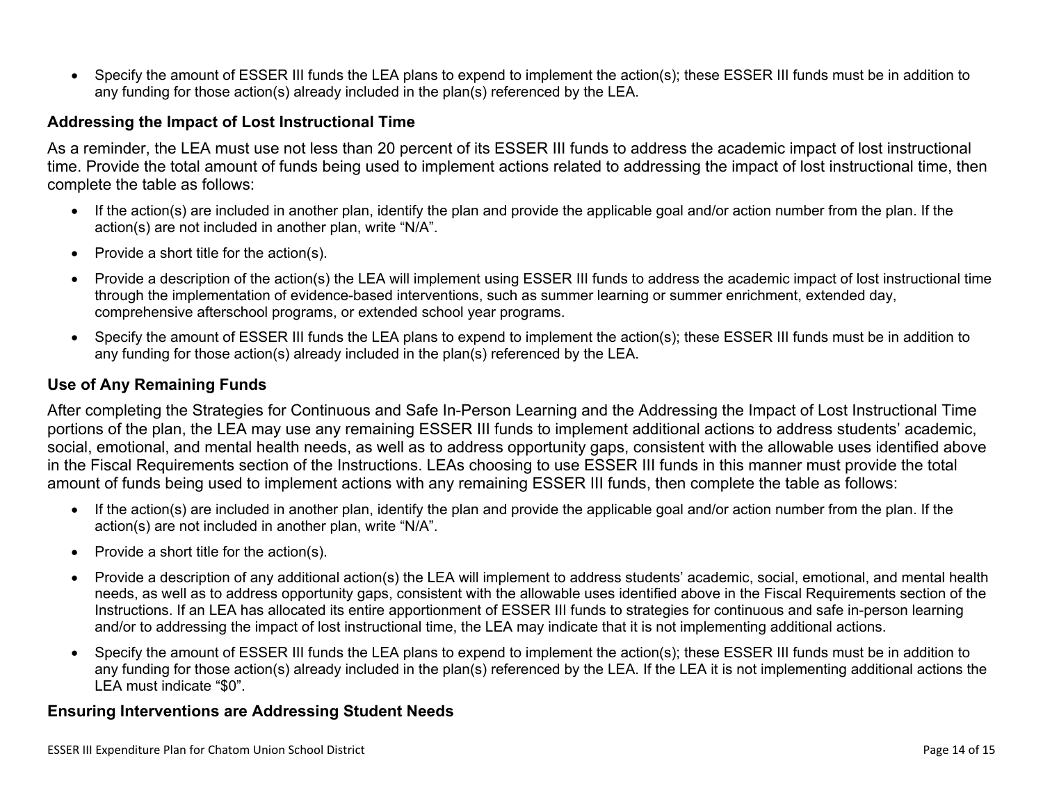- Specify the amount of ESSER III funds the LEA plans to expend to implement the action(s); these ESSER III funds must be in addition to any funding for those action(s) already included in the plan(s) referenced by the LEA.

### Addressing the Impact of Lost Instructional Time

As a reminder, the LEA must use not less than 20 percent of its ESSER III funds to address the academic impact of lost instructional time. Provide the total amount of funds being used to implement actions related to addressing the impact of lost instructional time, then complete the table as follows:

- If the action(s) are included in another plan, identify the plan and provide the applicable goal and/or action number from the plan. If the action(s) are not included in another plan, write "N/A".
- Provide a short title for the action(s).
- Provide a description of the action(s) the LEA will implement using ESSER III funds to address the academic impact of lost instructional time through the implementation of evidence-based interventions, such as summer learning or summer enrichment, extended day, comprehensive afterschool programs, or extended school year programs.
- Specify the amount of ESSER III funds the LEA plans to expend to implement the action(s); these ESSER III funds must be in addition to any funding for those action(s) already included in the plan(s) referenced by the LEA.

### Use of Any Remaining Funds

After completing the Strategies for Continuous and Safe In-Person Learning and the Addressing the Impact of Lost Instructional Time portions of the plan, the LEA may use any remaining ESSER III funds to implement additional actions to address students' academic, social, emotional, and mental health needs, as well as to address opportunity gaps, consistent with the allowable uses identified above in the Fiscal Requirements section of the Instructions. LEAs choosing to use ESSER III funds in this manner must provide the total amount of funds being used to implement actions with any remaining ESSER III funds, then complete the table as follows:

- If the action(s) are included in another plan, identify the plan and provide the applicable goal and/or action number from the plan. If the action(s) are not included in another plan, write "N/A".
- Provide a short title for the action(s).
- Provide a description of any additional action(s) the LEA will implement to address students' academic, social, emotional, and mental health needs, as well as to address opportunity gaps, consistent with the allowable uses identified above in the Fiscal Requirements section of the Instructions. If an LEA has allocated its entire apportionment of ESSER III funds to strategies for continuous and safe in-person learning and/or to addressing the impact of lost instructional time, the LEA may indicate that it is not implementing additional actions.
- Specify the amount of ESSER III funds the LEA plans to expend to implement the action(s); these ESSER III funds must be in addition to any funding for those action(s) already included in the plan(s) referenced by the LEA. If the LEA it is not implementing additional actions the LEA must indicate "$0".

### Ensuring Interventions are Addressing Student Needs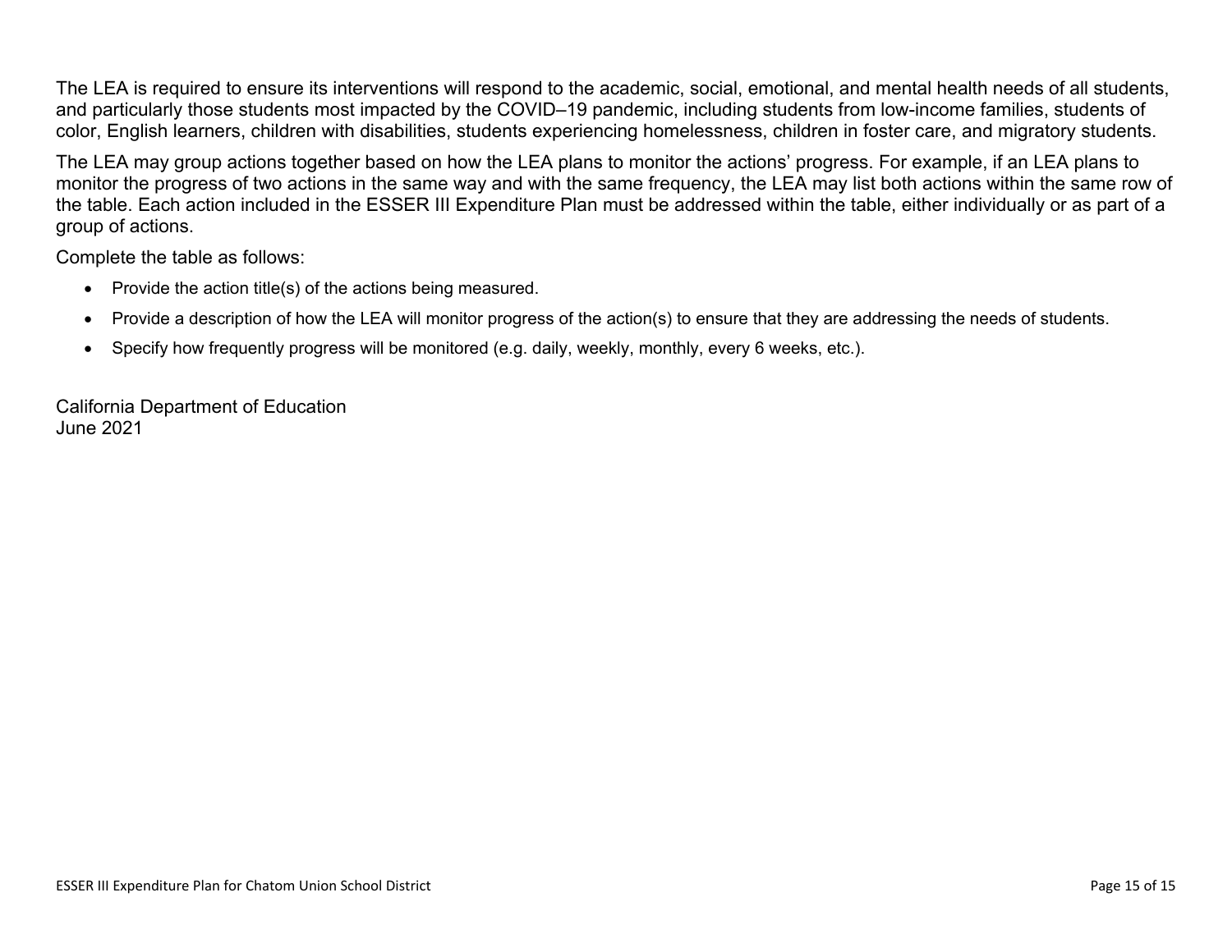The LEA is required to ensure its interventions will respond to the academic, social, emotional, and mental health needs of all students, and particularly those students most impacted by the COVID–19 pandemic, including students from low-income families, students of color, English learners, children with disabilities, students experiencing homelessness, children in foster care, and migratory students.

The LEA may group actions together based on how the LEA plans to monitor the actions' progress. For example, if an LEA plans to monitor the progress of two actions in the same way and with the same frequency, the LEA may list both actions within the same row of the table. Each action included in the ESSER III Expenditure Plan must be addressed within the table, either individually or as part of a group of actions.

Complete the table as follows:

- Provide the action title(s) of the actions being measured.
- Provide a description of how the LEA will monitor progress of the action(s) to ensure that they are addressing the needs of students.
- Specify how frequently progress will be monitored (e.g. daily, weekly, monthly, every 6 weeks, etc.).

California Department of Education
June 2021